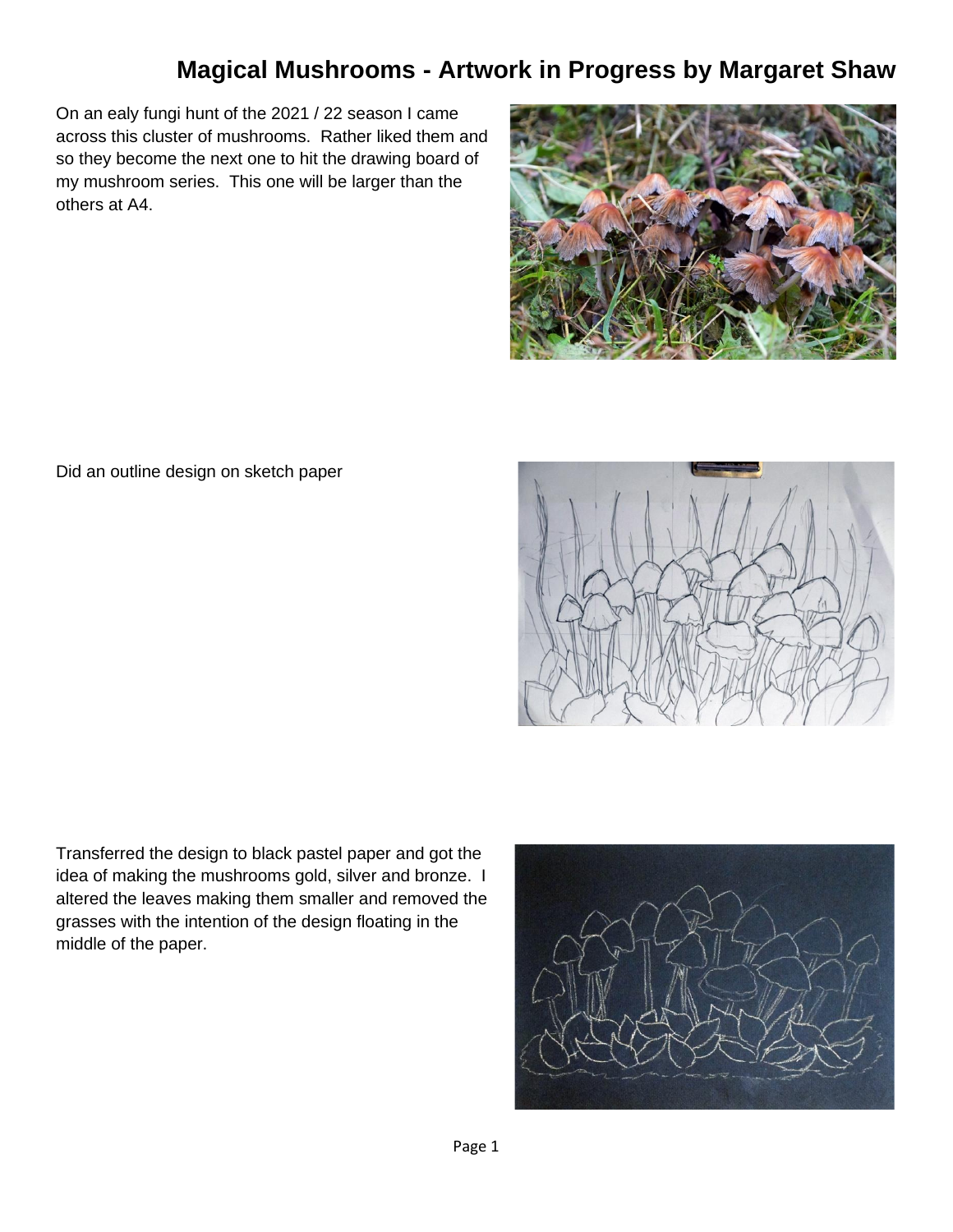# Magical Mushrooms - Artwork in Progress by Margaret Shaw

On an ealy fungi hunt of the 2021 / 22 season I came across this cluster of mushrooms. Rather liked them and so they become the next one to hit the drawing board of my mushroom series. This one will be larger than the others at A4.

Did an outline design on sketch paper

Transferred the design to black pastel paper and got the idea of making the mushrooms gold, silver and bronze. I altered the leaves making them smaller and removed the grasses with the intention of the design floating in the middle of the paper.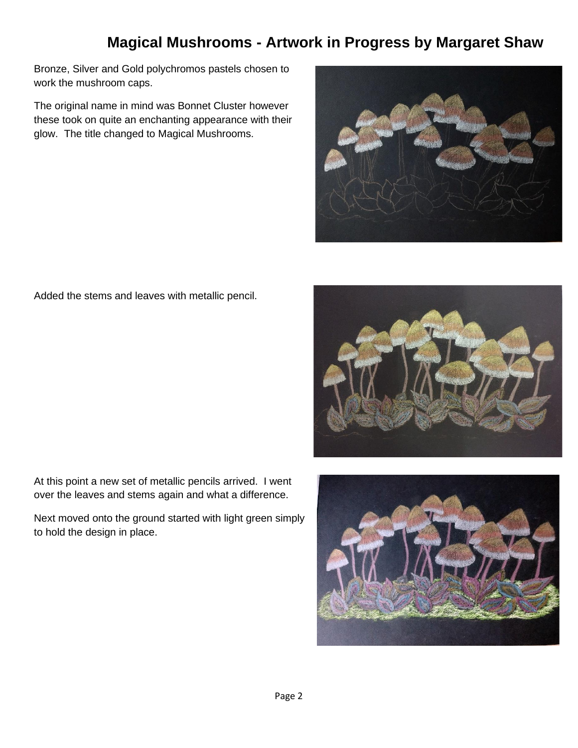# Magical Mushrooms - Artwork in Progress by Margaret Shaw

Bronze, Silver and Gold polychromos pastels chosen to work the mushroom caps.

The original name in mind was Bonnet Cluster however these took on quite an enchanting appearance with their glow. The title changed to Magical Mushrooms.

Added the stems and leaves with metallic pencil.

At this point a new set of metallic pencils arrived. I went over the leaves and stems again and what a difference.

Next moved onto the ground started with light green simply to hold the design in place.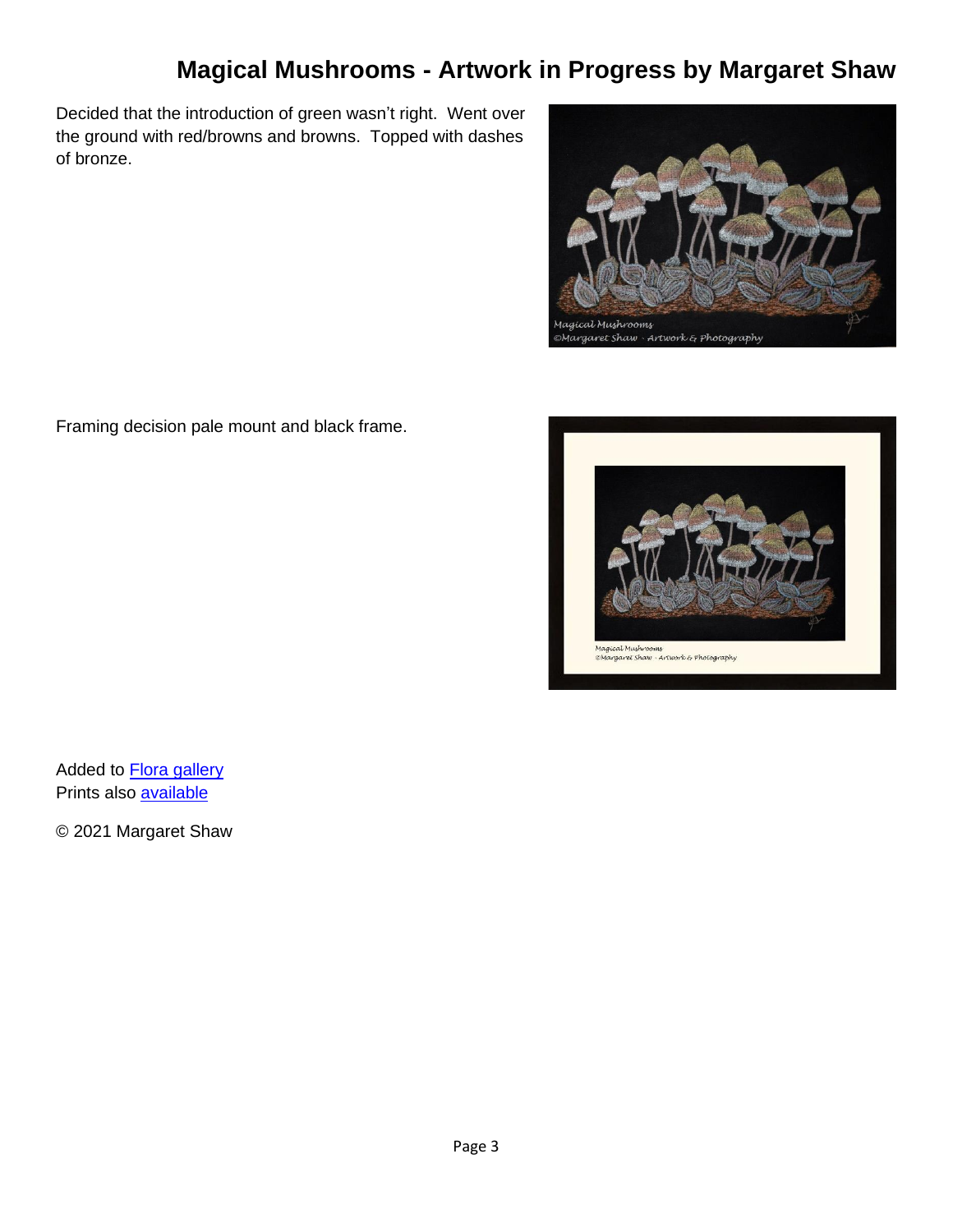# Magical Mushrooms - Artwork in Progress by Margaret Shaw

Decided that the introduction of green wasn't right. Went over the ground with red/browns and browns. Topped with dashes of bronze.

Framing decision pale mount and black frame.

Added to Flora gallery
Prints also available

© 2021 Margaret Shaw